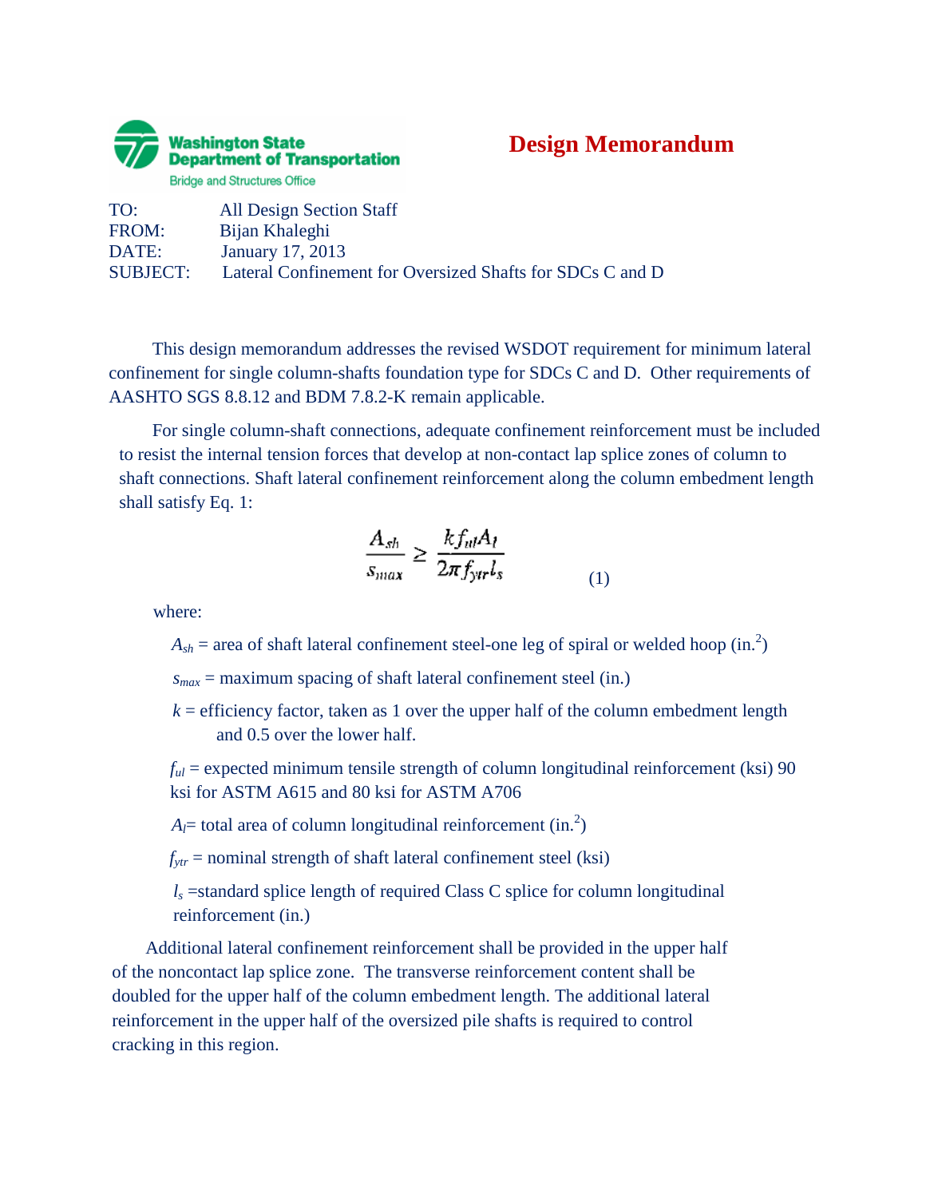**Washington State Department of Transportation**
Bridge and Structures Office

# Design Memorandum

TO: All Design Section Staff
FROM: Bijan Khaleghi
DATE: January 17, 2013
SUBJECT: Lateral Confinement for Oversized Shafts for SDCs C and D

This design memorandum addresses the revised WSDOT requirement for minimum lateral confinement for single column-shafts foundation type for SDCs C and D. Other requirements of AASHTO SGS 8.8.12 and BDM 7.8.2-K remain applicable.

For single column-shaft connections, adequate confinement reinforcement must be included to resist the internal tension forces that develop at non-contact lap splice zones of column to shaft connections. Shaft lateral confinement reinforcement along the column embedment length shall satisfy Eq. 1:

$$\frac{A_{sh}}{s_{max}} \geq \frac{k f_{ul} A_l}{2\pi f_{ytr} l_s} \qquad (1)$$

where:

$A_{sh}$ = area of shaft lateral confinement steel-one leg of spiral or welded hoop (in.$^2$)

$s_{max}$ = maximum spacing of shaft lateral confinement steel (in.)

$k$ = efficiency factor, taken as 1 over the upper half of the column embedment length and 0.5 over the lower half.

$f_{ul}$ = expected minimum tensile strength of column longitudinal reinforcement (ksi) 90 ksi for ASTM A615 and 80 ksi for ASTM A706

$A_l$= total area of column longitudinal reinforcement (in.$^2$)

$f_{ytr}$ = nominal strength of shaft lateral confinement steel (ksi)

$l_s$ =standard splice length of required Class C splice for column longitudinal reinforcement (in.)

Additional lateral confinement reinforcement shall be provided in the upper half of the noncontact lap splice zone. The transverse reinforcement content shall be doubled for the upper half of the column embedment length. The additional lateral reinforcement in the upper half of the oversized pile shafts is required to control cracking in this region.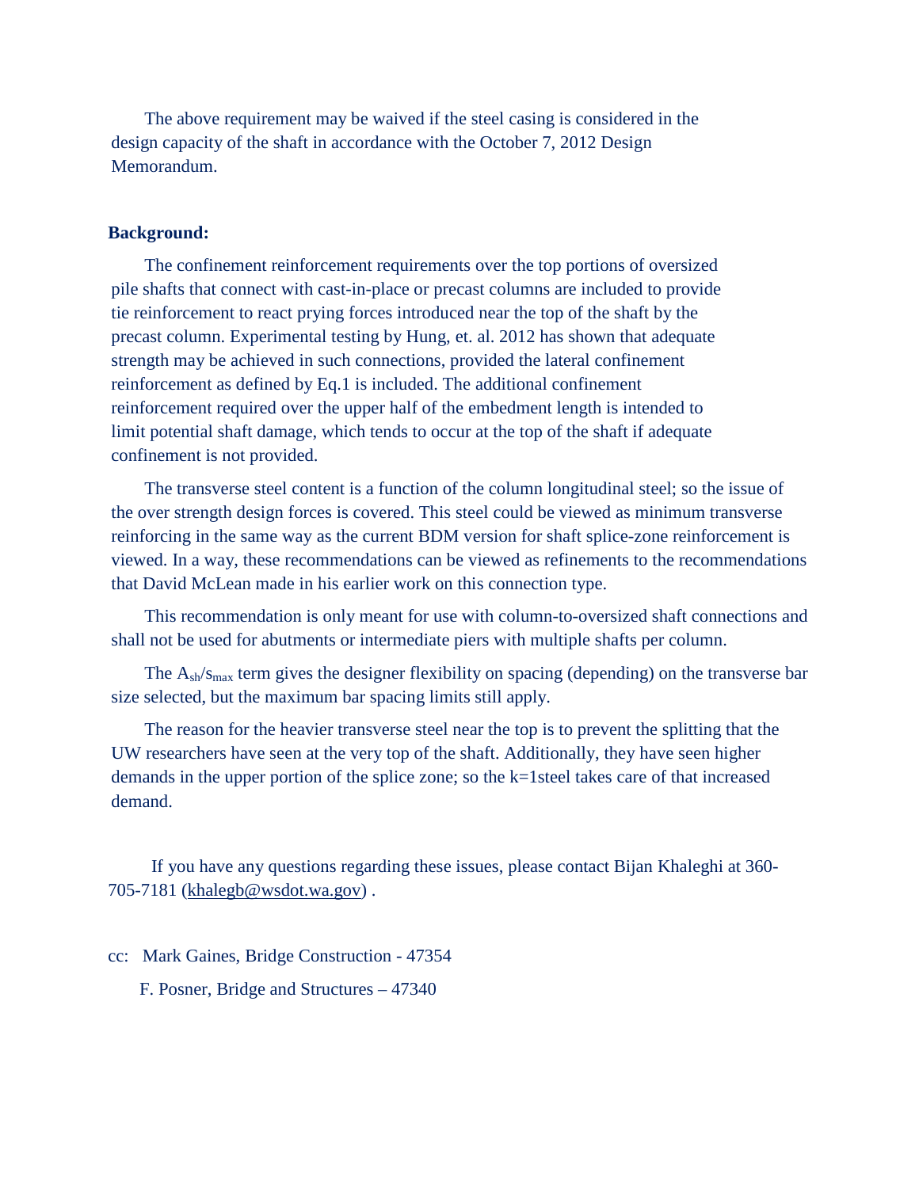The above requirement may be waived if the steel casing is considered in the design capacity of the shaft in accordance with the October 7, 2012 Design Memorandum.

**Background:**

The confinement reinforcement requirements over the top portions of oversized pile shafts that connect with cast-in-place or precast columns are included to provide tie reinforcement to react prying forces introduced near the top of the shaft by the precast column. Experimental testing by Hung, et. al. 2012 has shown that adequate strength may be achieved in such connections, provided the lateral confinement reinforcement as defined by Eq.1 is included. The additional confinement reinforcement required over the upper half of the embedment length is intended to limit potential shaft damage, which tends to occur at the top of the shaft if adequate confinement is not provided.

The transverse steel content is a function of the column longitudinal steel; so the issue of the over strength design forces is covered. This steel could be viewed as minimum transverse reinforcing in the same way as the current BDM version for shaft splice-zone reinforcement is viewed. In a way, these recommendations can be viewed as refinements to the recommendations that David McLean made in his earlier work on this connection type.

This recommendation is only meant for use with column-to-oversized shaft connections and shall not be used for abutments or intermediate piers with multiple shafts per column.

The $A_{sh}/s_{max}$ term gives the designer flexibility on spacing (depending) on the transverse bar size selected, but the maximum bar spacing limits still apply.

The reason for the heavier transverse steel near the top is to prevent the splitting that the UW researchers have seen at the very top of the shaft. Additionally, they have seen higher demands in the upper portion of the splice zone; so the k=1steel takes care of that increased demand.

If you have any questions regarding these issues, please contact Bijan Khaleghi at 360-705-7181 (khalegb@wsdot.wa.gov) .

cc: Mark Gaines, Bridge Construction - 47354

F. Posner, Bridge and Structures – 47340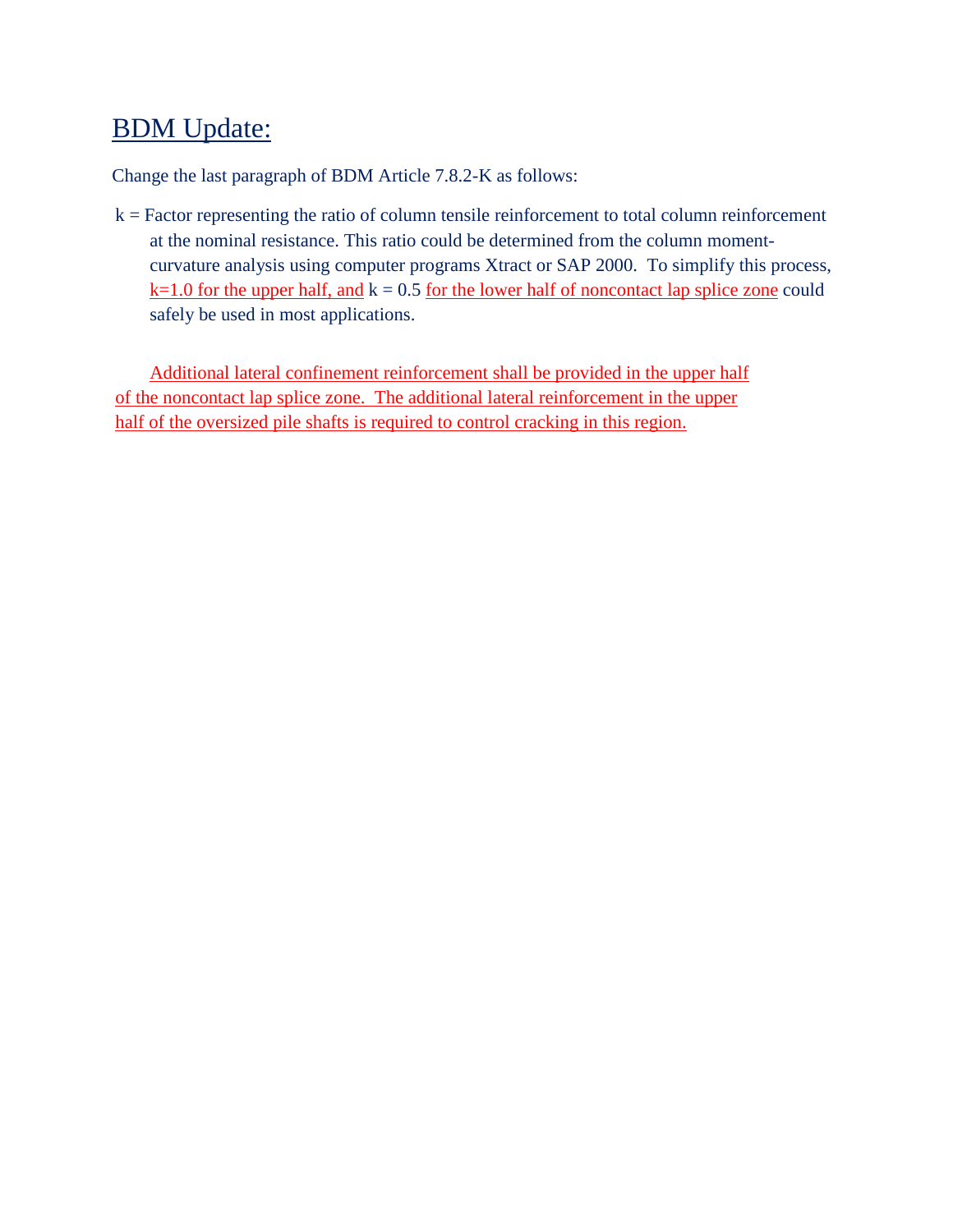## BDM Update:

Change the last paragraph of BDM Article 7.8.2-K as follows:

k = Factor representing the ratio of column tensile reinforcement to total column reinforcement at the nominal resistance. This ratio could be determined from the column moment-curvature analysis using computer programs Xtract or SAP 2000. To simplify this process, k=1.0 for the upper half, and k = 0.5 for the lower half of noncontact lap splice zone could safely be used in most applications.

Additional lateral confinement reinforcement shall be provided in the upper half of the noncontact lap splice zone. The additional lateral reinforcement in the upper half of the oversized pile shafts is required to control cracking in this region.